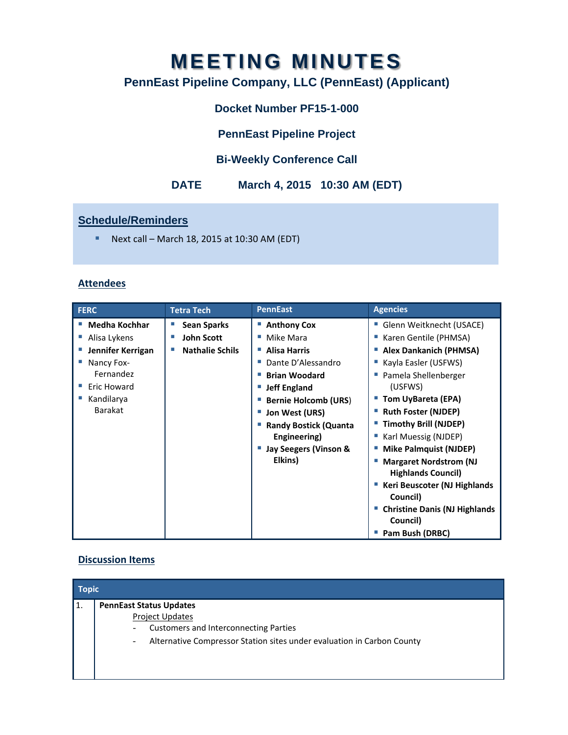# MEETING MINUTES

## PennEast Pipeline Company, LLC (PennEast) (Applicant)

### Docket Number PF15-1-000

### PennEast Pipeline Project

### Bi-Weekly Conference Call

**DATE** March 4, 2015 10:30 AM (EDT)

## Schedule/Reminders

- Next call – March 18, 2015 at 10:30 AM (EDT)

## Attendees

| FERC | Tetra Tech | PennEast | Agencies |
|---|---|---|---|
| **Medha Kochhar** | **Sean Sparks** | **Anthony Cox** | Glenn Weitknecht (USACE) |
| Alisa Lykens | **John Scott** | Mike Mara | Karen Gentile (PHMSA) |
| **Jennifer Kerrigan** | **Nathalie Schils** | **Alisa Harris** | **Alex Dankanich (PHMSA)** |
| Nancy Fox-Fernandez | | Dante D'Alessandro | Kayla Easler (USFWS) |
| Eric Howard | | **Brian Woodard** | Pamela Shellenberger (USFWS) |
| Kandilarya Barakat | | **Jeff England** | **Tom UyBareta (EPA)** |
| | | **Bernie Holcomb (URS)** | **Ruth Foster (NJDEP)** |
| | | **Jon West (URS)** | **Timothy Brill (NJDEP)** |
| | | **Randy Bostick (Quanta Engineering)** | Karl Muessig (NJDEP) |
| | | **Jay Seegers (Vinson & Elkins)** | **Mike Palmquist (NJDEP)** |
| | | | **Margaret Nordstrom (NJ Highlands Council)** |
| | | | **Keri Beuscoter (NJ Highlands Council)** |
| | | | **Christine Danis (NJ Highlands Council)** |
| | | | **Pam Bush (DRBC)** |

## Discussion Items

| | Topic |
|---|---|
| 1. | **PennEast Status Updates**<br>Project Updates<br>- Customers and Interconnecting Parties<br>- Alternative Compressor Station sites under evaluation in Carbon County |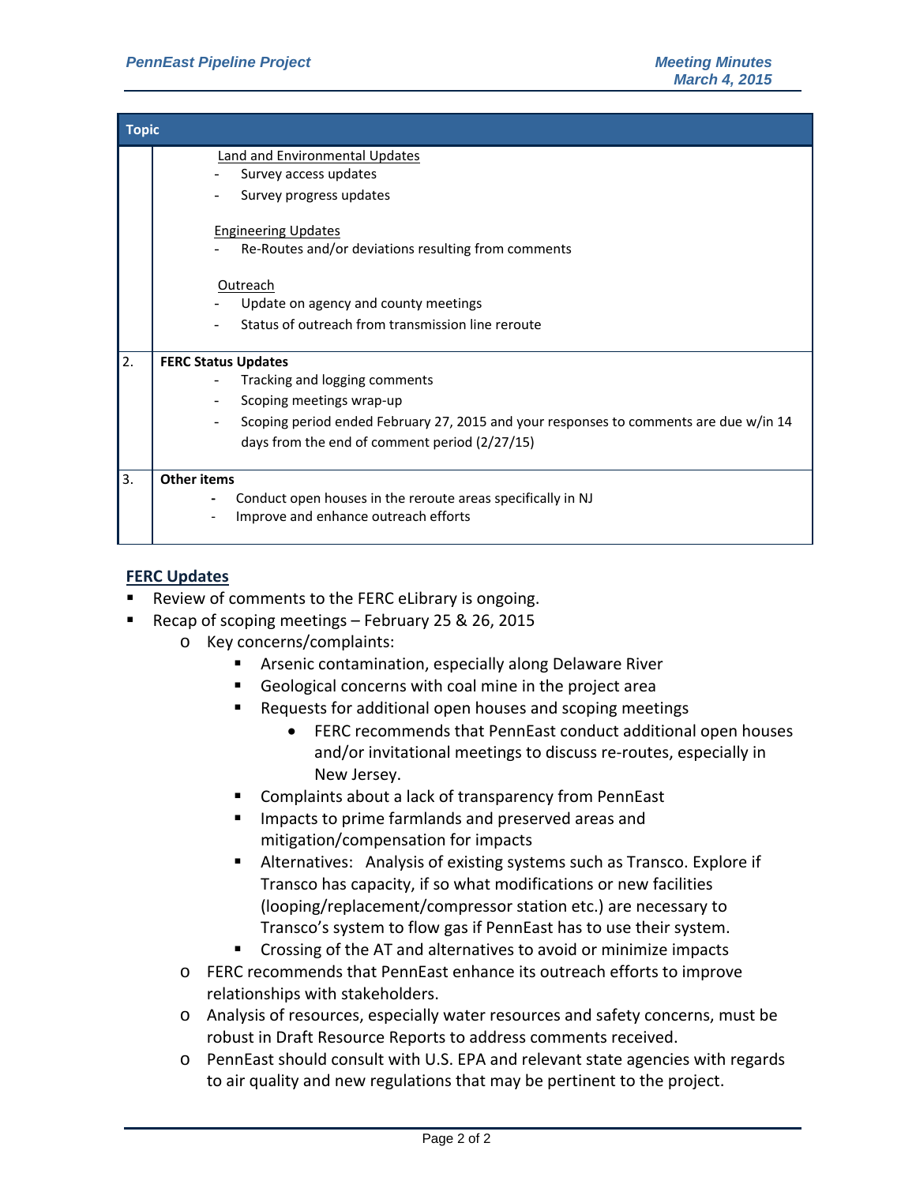| Topic | |
|---|---|
| | Land and Environmental Updates<br>- Survey access updates<br>- Survey progress updates<br><br>Engineering Updates<br>- Re-Routes and/or deviations resulting from comments<br><br>Outreach<br>- Update on agency and county meetings<br>- Status of outreach from transmission line reroute |
| 2. | **FERC Status Updates**<br>- Tracking and logging comments<br>- Scoping meetings wrap-up<br>- Scoping period ended February 27, 2015 and your responses to comments are due w/in 14 days from the end of comment period (2/27/15) |
| 3. | **Other items**<br>- Conduct open houses in the reroute areas specifically in NJ<br>- Improve and enhance outreach efforts |

## FERC Updates

- Review of comments to the FERC eLibrary is ongoing.
- Recap of scoping meetings – February 25 & 26, 2015
  - Key concerns/complaints:
    - Arsenic contamination, especially along Delaware River
    - Geological concerns with coal mine in the project area
    - Requests for additional open houses and scoping meetings
      - FERC recommends that PennEast conduct additional open houses and/or invitational meetings to discuss re-routes, especially in New Jersey.
    - Complaints about a lack of transparency from PennEast
    - Impacts to prime farmlands and preserved areas and mitigation/compensation for impacts
    - Alternatives: Analysis of existing systems such as Transco. Explore if Transco has capacity, if so what modifications or new facilities (looping/replacement/compressor station etc.) are necessary to Transco's system to flow gas if PennEast has to use their system.
    - Crossing of the AT and alternatives to avoid or minimize impacts
  - FERC recommends that PennEast enhance its outreach efforts to improve relationships with stakeholders.
  - Analysis of resources, especially water resources and safety concerns, must be robust in Draft Resource Reports to address comments received.
  - PennEast should consult with U.S. EPA and relevant state agencies with regards to air quality and new regulations that may be pertinent to the project.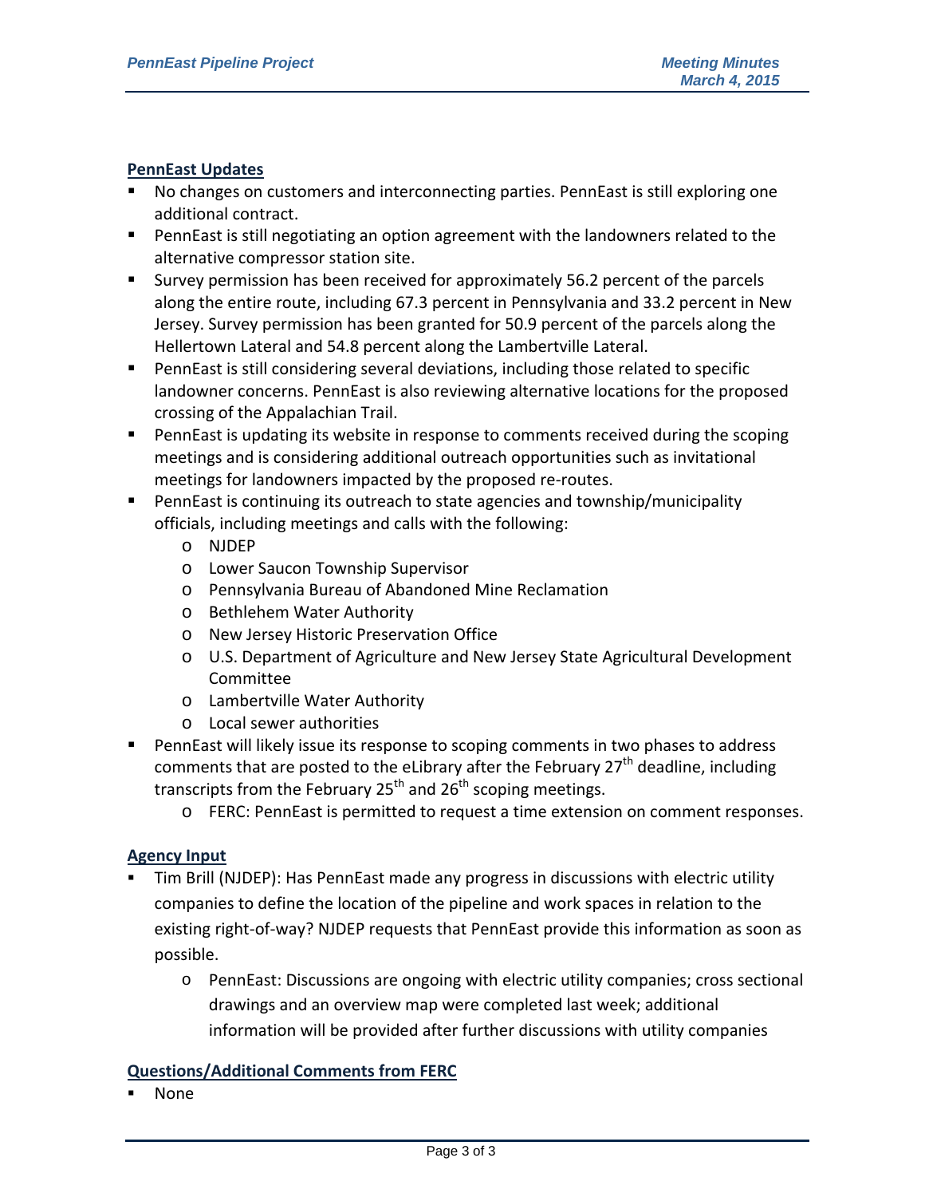## PennEast Updates

- No changes on customers and interconnecting parties. PennEast is still exploring one additional contract.
- PennEast is still negotiating an option agreement with the landowners related to the alternative compressor station site.
- Survey permission has been received for approximately 56.2 percent of the parcels along the entire route, including 67.3 percent in Pennsylvania and 33.2 percent in New Jersey. Survey permission has been granted for 50.9 percent of the parcels along the Hellertown Lateral and 54.8 percent along the Lambertville Lateral.
- PennEast is still considering several deviations, including those related to specific landowner concerns. PennEast is also reviewing alternative locations for the proposed crossing of the Appalachian Trail.
- PennEast is updating its website in response to comments received during the scoping meetings and is considering additional outreach opportunities such as invitational meetings for landowners impacted by the proposed re-routes.
- PennEast is continuing its outreach to state agencies and township/municipality officials, including meetings and calls with the following:
  - NJDEP
  - Lower Saucon Township Supervisor
  - Pennsylvania Bureau of Abandoned Mine Reclamation
  - Bethlehem Water Authority
  - New Jersey Historic Preservation Office
  - U.S. Department of Agriculture and New Jersey State Agricultural Development Committee
  - Lambertville Water Authority
  - Local sewer authorities
- PennEast will likely issue its response to scoping comments in two phases to address comments that are posted to the eLibrary after the February 27th deadline, including transcripts from the February 25th and 26th scoping meetings.
  - FERC: PennEast is permitted to request a time extension on comment responses.

## Agency Input

- Tim Brill (NJDEP): Has PennEast made any progress in discussions with electric utility companies to define the location of the pipeline and work spaces in relation to the existing right-of-way? NJDEP requests that PennEast provide this information as soon as possible.
  - PennEast: Discussions are ongoing with electric utility companies; cross sectional drawings and an overview map were completed last week; additional information will be provided after further discussions with utility companies

## Questions/Additional Comments from FERC

- None